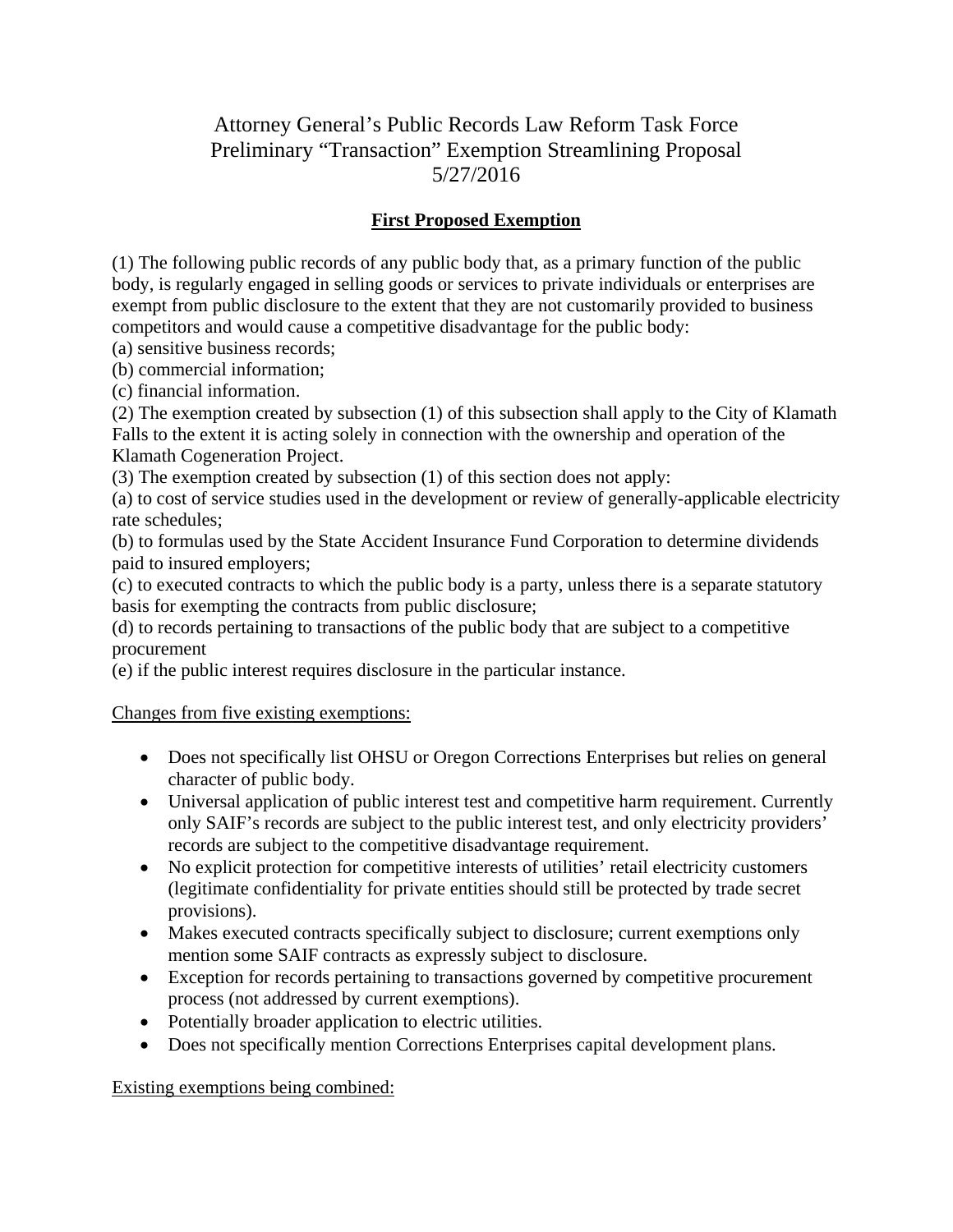# Attorney General's Public Records Law Reform Task Force
# Preliminary "Transaction" Exemption Streamlining Proposal
# 5/27/2016

## First Proposed Exemption

(1) The following public records of any public body that, as a primary function of the public body, is regularly engaged in selling goods or services to private individuals or enterprises are exempt from public disclosure to the extent that they are not customarily provided to business competitors and would cause a competitive disadvantage for the public body:

(a) sensitive business records;

(b) commercial information;

(c) financial information.

(2) The exemption created by subsection (1) of this subsection shall apply to the City of Klamath Falls to the extent it is acting solely in connection with the ownership and operation of the Klamath Cogeneration Project.

(3) The exemption created by subsection (1) of this section does not apply:

(a) to cost of service studies used in the development or review of generally-applicable electricity rate schedules;

(b) to formulas used by the State Accident Insurance Fund Corporation to determine dividends paid to insured employers;

(c) to executed contracts to which the public body is a party, unless there is a separate statutory basis for exempting the contracts from public disclosure;

(d) to records pertaining to transactions of the public body that are subject to a competitive procurement

(e) if the public interest requires disclosure in the particular instance.

Changes from five existing exemptions:

- Does not specifically list OHSU or Oregon Corrections Enterprises but relies on general character of public body.
- Universal application of public interest test and competitive harm requirement. Currently only SAIF's records are subject to the public interest test, and only electricity providers' records are subject to the competitive disadvantage requirement.
- No explicit protection for competitive interests of utilities' retail electricity customers (legitimate confidentiality for private entities should still be protected by trade secret provisions).
- Makes executed contracts specifically subject to disclosure; current exemptions only mention some SAIF contracts as expressly subject to disclosure.
- Exception for records pertaining to transactions governed by competitive procurement process (not addressed by current exemptions).
- Potentially broader application to electric utilities.
- Does not specifically mention Corrections Enterprises capital development plans.

Existing exemptions being combined: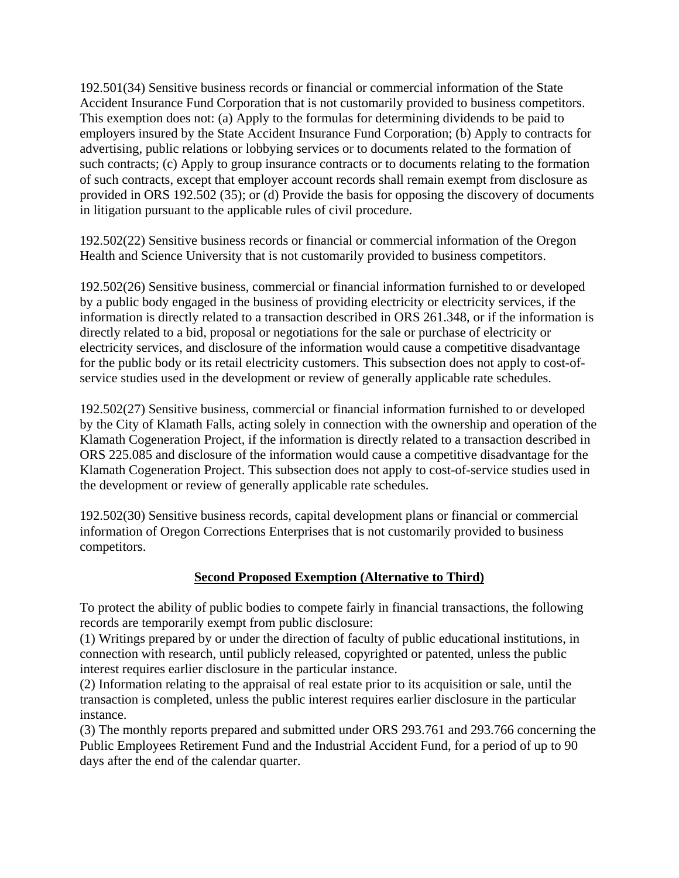192.501(34) Sensitive business records or financial or commercial information of the State Accident Insurance Fund Corporation that is not customarily provided to business competitors. This exemption does not: (a) Apply to the formulas for determining dividends to be paid to employers insured by the State Accident Insurance Fund Corporation; (b) Apply to contracts for advertising, public relations or lobbying services or to documents related to the formation of such contracts; (c) Apply to group insurance contracts or to documents relating to the formation of such contracts, except that employer account records shall remain exempt from disclosure as provided in ORS 192.502 (35); or (d) Provide the basis for opposing the discovery of documents in litigation pursuant to the applicable rules of civil procedure.

192.502(22) Sensitive business records or financial or commercial information of the Oregon Health and Science University that is not customarily provided to business competitors.

192.502(26) Sensitive business, commercial or financial information furnished to or developed by a public body engaged in the business of providing electricity or electricity services, if the information is directly related to a transaction described in ORS 261.348, or if the information is directly related to a bid, proposal or negotiations for the sale or purchase of electricity or electricity services, and disclosure of the information would cause a competitive disadvantage for the public body or its retail electricity customers. This subsection does not apply to cost-of-service studies used in the development or review of generally applicable rate schedules.

192.502(27) Sensitive business, commercial or financial information furnished to or developed by the City of Klamath Falls, acting solely in connection with the ownership and operation of the Klamath Cogeneration Project, if the information is directly related to a transaction described in ORS 225.085 and disclosure of the information would cause a competitive disadvantage for the Klamath Cogeneration Project. This subsection does not apply to cost-of-service studies used in the development or review of generally applicable rate schedules.

192.502(30) Sensitive business records, capital development plans or financial or commercial information of Oregon Corrections Enterprises that is not customarily provided to business competitors.

## Second Proposed Exemption (Alternative to Third)

To protect the ability of public bodies to compete fairly in financial transactions, the following records are temporarily exempt from public disclosure:

(1) Writings prepared by or under the direction of faculty of public educational institutions, in connection with research, until publicly released, copyrighted or patented, unless the public interest requires earlier disclosure in the particular instance.

(2) Information relating to the appraisal of real estate prior to its acquisition or sale, until the transaction is completed, unless the public interest requires earlier disclosure in the particular instance.

(3) The monthly reports prepared and submitted under ORS 293.761 and 293.766 concerning the Public Employees Retirement Fund and the Industrial Accident Fund, for a period of up to 90 days after the end of the calendar quarter.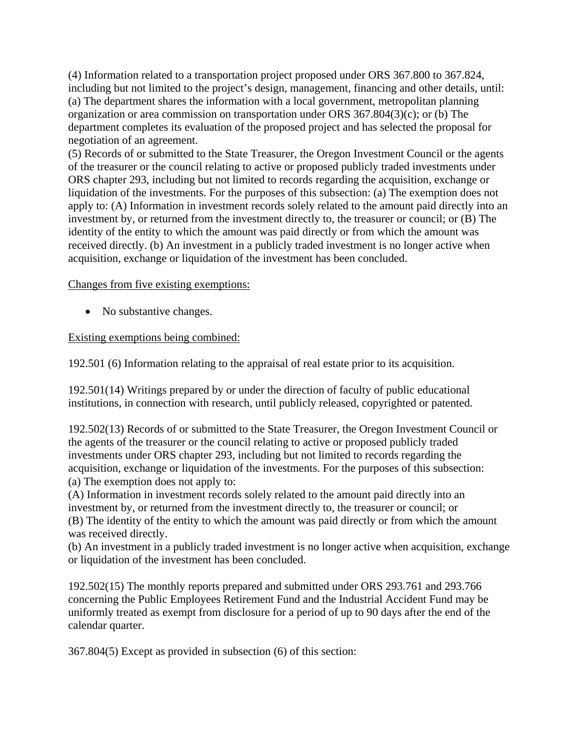(4) Information related to a transportation project proposed under ORS 367.800 to 367.824, including but not limited to the project's design, management, financing and other details, until: (a) The department shares the information with a local government, metropolitan planning organization or area commission on transportation under ORS 367.804(3)(c); or (b) The department completes its evaluation of the proposed project and has selected the proposal for negotiation of an agreement.

(5) Records of or submitted to the State Treasurer, the Oregon Investment Council or the agents of the treasurer or the council relating to active or proposed publicly traded investments under ORS chapter 293, including but not limited to records regarding the acquisition, exchange or liquidation of the investments. For the purposes of this subsection: (a) The exemption does not apply to: (A) Information in investment records solely related to the amount paid directly into an investment by, or returned from the investment directly to, the treasurer or council; or (B) The identity of the entity to which the amount was paid directly or from which the amount was received directly. (b) An investment in a publicly traded investment is no longer active when acquisition, exchange or liquidation of the investment has been concluded.

<u>Changes from five existing exemptions:</u>

- No substantive changes.

<u>Existing exemptions being combined:</u>

192.501 (6) Information relating to the appraisal of real estate prior to its acquisition.

192.501(14) Writings prepared by or under the direction of faculty of public educational institutions, in connection with research, until publicly released, copyrighted or patented.

192.502(13) Records of or submitted to the State Treasurer, the Oregon Investment Council or the agents of the treasurer or the council relating to active or proposed publicly traded investments under ORS chapter 293, including but not limited to records regarding the acquisition, exchange or liquidation of the investments. For the purposes of this subsection:
(a) The exemption does not apply to:
(A) Information in investment records solely related to the amount paid directly into an investment by, or returned from the investment directly to, the treasurer or council; or
(B) The identity of the entity to which the amount was paid directly or from which the amount was received directly.
(b) An investment in a publicly traded investment is no longer active when acquisition, exchange or liquidation of the investment has been concluded.

192.502(15) The monthly reports prepared and submitted under ORS 293.761 and 293.766 concerning the Public Employees Retirement Fund and the Industrial Accident Fund may be uniformly treated as exempt from disclosure for a period of up to 90 days after the end of the calendar quarter.

367.804(5) Except as provided in subsection (6) of this section: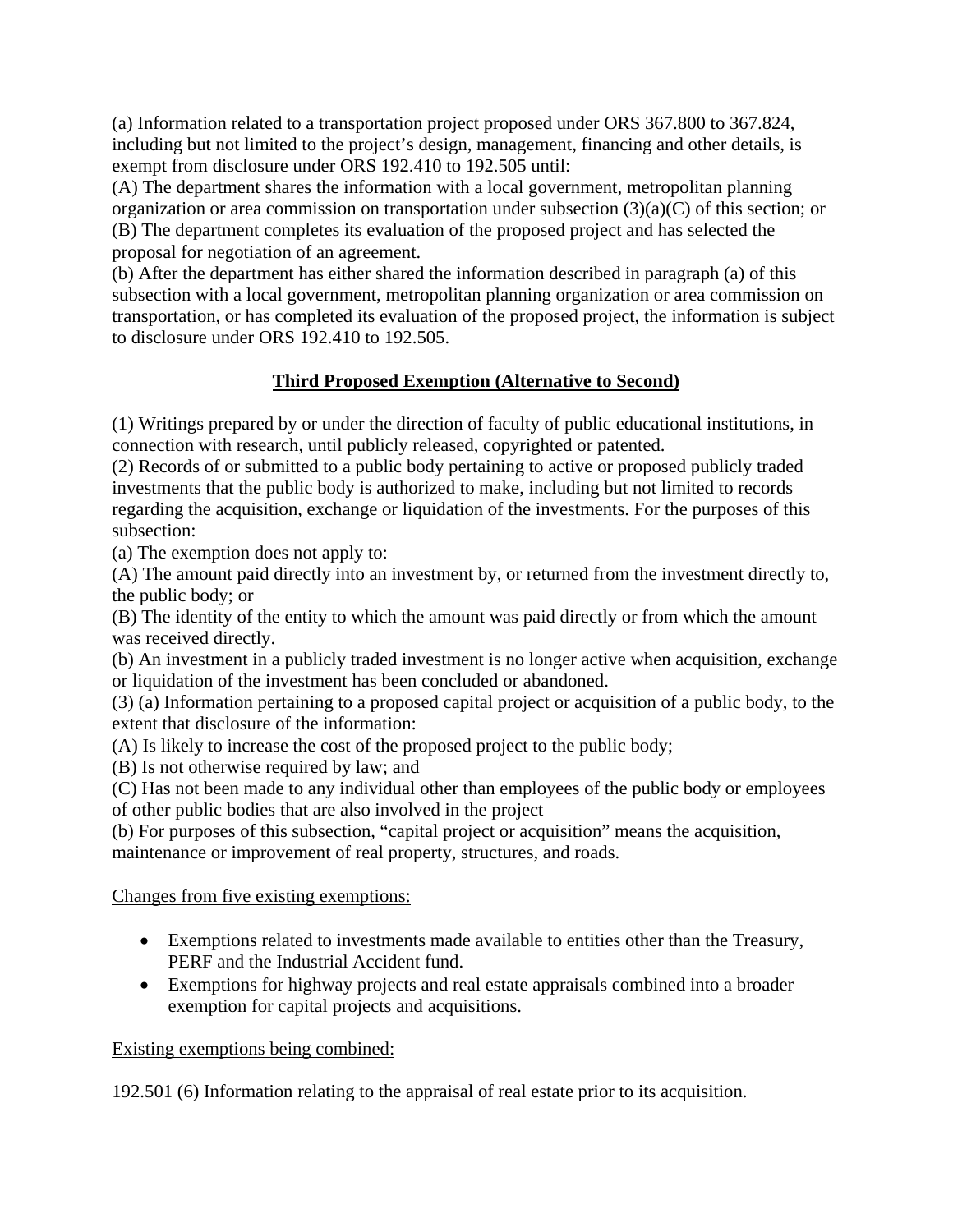(a) Information related to a transportation project proposed under ORS 367.800 to 367.824, including but not limited to the project's design, management, financing and other details, is exempt from disclosure under ORS 192.410 to 192.505 until:

(A) The department shares the information with a local government, metropolitan planning organization or area commission on transportation under subsection (3)(a)(C) of this section; or

(B) The department completes its evaluation of the proposed project and has selected the proposal for negotiation of an agreement.

(b) After the department has either shared the information described in paragraph (a) of this subsection with a local government, metropolitan planning organization or area commission on transportation, or has completed its evaluation of the proposed project, the information is subject to disclosure under ORS 192.410 to 192.505.

## **Third Proposed Exemption (Alternative to Second)**

(1) Writings prepared by or under the direction of faculty of public educational institutions, in connection with research, until publicly released, copyrighted or patented.

(2) Records of or submitted to a public body pertaining to active or proposed publicly traded investments that the public body is authorized to make, including but not limited to records regarding the acquisition, exchange or liquidation of the investments. For the purposes of this subsection:

(a) The exemption does not apply to:

(A) The amount paid directly into an investment by, or returned from the investment directly to, the public body; or

(B) The identity of the entity to which the amount was paid directly or from which the amount was received directly.

(b) An investment in a publicly traded investment is no longer active when acquisition, exchange or liquidation of the investment has been concluded or abandoned.

(3) (a) Information pertaining to a proposed capital project or acquisition of a public body, to the extent that disclosure of the information:

(A) Is likely to increase the cost of the proposed project to the public body;

(B) Is not otherwise required by law; and

(C) Has not been made to any individual other than employees of the public body or employees of other public bodies that are also involved in the project

(b) For purposes of this subsection, "capital project or acquisition" means the acquisition, maintenance or improvement of real property, structures, and roads.

Changes from five existing exemptions:

- Exemptions related to investments made available to entities other than the Treasury, PERF and the Industrial Accident fund.
- Exemptions for highway projects and real estate appraisals combined into a broader exemption for capital projects and acquisitions.

Existing exemptions being combined:

192.501 (6) Information relating to the appraisal of real estate prior to its acquisition.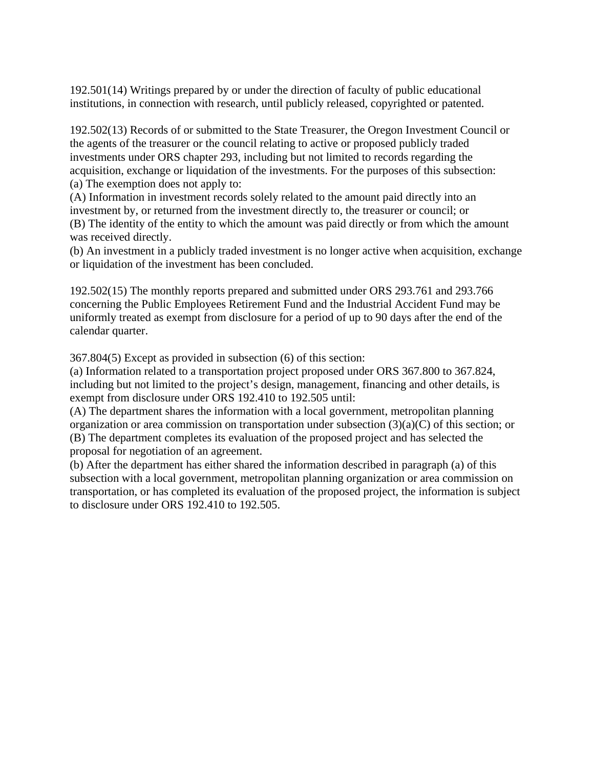192.501(14) Writings prepared by or under the direction of faculty of public educational institutions, in connection with research, until publicly released, copyrighted or patented.

192.502(13) Records of or submitted to the State Treasurer, the Oregon Investment Council or the agents of the treasurer or the council relating to active or proposed publicly traded investments under ORS chapter 293, including but not limited to records regarding the acquisition, exchange or liquidation of the investments. For the purposes of this subsection:
(a) The exemption does not apply to:
(A) Information in investment records solely related to the amount paid directly into an investment by, or returned from the investment directly to, the treasurer or council; or
(B) The identity of the entity to which the amount was paid directly or from which the amount was received directly.
(b) An investment in a publicly traded investment is no longer active when acquisition, exchange or liquidation of the investment has been concluded.

192.502(15) The monthly reports prepared and submitted under ORS 293.761 and 293.766 concerning the Public Employees Retirement Fund and the Industrial Accident Fund may be uniformly treated as exempt from disclosure for a period of up to 90 days after the end of the calendar quarter.

367.804(5) Except as provided in subsection (6) of this section:
(a) Information related to a transportation project proposed under ORS 367.800 to 367.824, including but not limited to the project's design, management, financing and other details, is exempt from disclosure under ORS 192.410 to 192.505 until:
(A) The department shares the information with a local government, metropolitan planning organization or area commission on transportation under subsection (3)(a)(C) of this section; or
(B) The department completes its evaluation of the proposed project and has selected the proposal for negotiation of an agreement.
(b) After the department has either shared the information described in paragraph (a) of this subsection with a local government, metropolitan planning organization or area commission on transportation, or has completed its evaluation of the proposed project, the information is subject to disclosure under ORS 192.410 to 192.505.